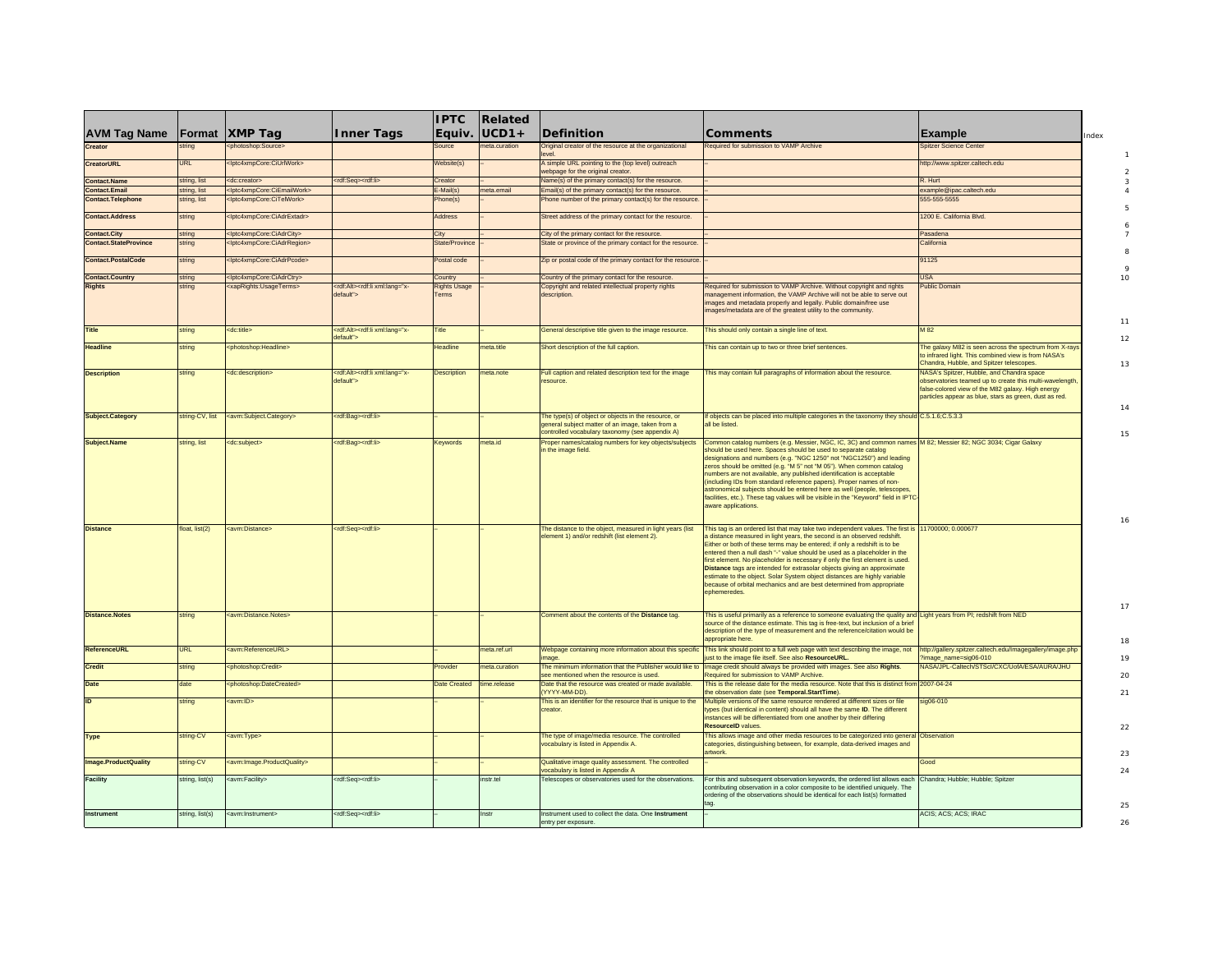| AVM Tag Name | Format | XMP Tag | Inner Tags | IPTC Equiv. | Related UCD1+ | Definition | Comments | Example | Index |
|---|---|---|---|---|---|---|---|---|---|
| **Creator** | string | <photoshop:Source> | | Source | meta.curation | Original creator of the resource at the organizational level. | Required for submission to VAMP Archive | Spitzer Science Center | 1 |
| **CreatorURL** | URL | <Iptc4xmpCore:CiUrlWork> | | Website(s) | -- | A simple URL pointing to the (top level) outreach webpage for the original creator. | -- | http://www.spitzer.caltech.edu | 2 |
| **Contact.Name** | string, list | <dc:creator> | <rdf:Seq><rdf:li> | Creator | -- | Name(s) of the primary contact(s) for the resource. | -- | R. Hurt | 3 |
| **Contact.Email** | string, list | <Iptc4xmpCore:CiEmailWork> | | E-Mail(s) | meta.email | Email(s) of the primary contact(s) for the resource. | -- | example@ipac.caltech.edu | 4 |
| **Contact.Telephone** | string, list | <Iptc4xmpCore:CiTelWork> | | Phone(s) | -- | Phone number of the primary contact(s) for the resource. | -- | 555-555-5555 | 5 |
| **Contact.Address** | string | <Iptc4xmpCore:CiAdrExtadr> | | Address | -- | Street address of the primary contact for the resource. | -- | 1200 E. California Blvd. | 6 |
| **Contact.City** | string | <Iptc4xmpCore:CiAdrCity> | | City | -- | City of the primary contact for the resource. | -- | Pasadena | 7 |
| **Contact.StateProvince** | string | <Iptc4xmpCore:CiAdrRegion> | | State/Province | -- | State or province of the primary contact for the resource. | -- | California | 8 |
| **Contact.PostalCode** | string | <Iptc4xmpCore:CiAdrPcode> | | Postal code | -- | Zip or postal code of the primary contact for the resource. | -- | 91125 | 9 |
| **Contact.Country** | string | <Iptc4xmpCore:CiAdrCtry> | | Country | -- | Country of the primary contact for the resource. | -- | USA | 10 |
| **Rights** | string | <xapRights:UsageTerms> | <rdf:Alt><rdf:li xml:lang="x-default"> | Rights Usage Terms | -- | Copyright and related intellectual property rights description. | Required for submission to VAMP Archive. Without copyright and rights management information, the VAMP Archive will not be able to serve out images and metadata properly and legally. Public domain/free use images/metadata are of the greatest utility to the community. | Public Domain | 11 |
| **Title** | string | <dc:title> | <rdf:Alt><rdf:li xml:lang="x-default"> | Title | -- | General descriptive title given to the image resource. | This should only contain a single line of text. | M 82 | 12 |
| **Headline** | string | <photoshop:Headline> | | Headline | meta.title | Short description of the full caption. | This can contain up to two or three brief sentences. | The galaxy M82 is seen across the spectrum from X-rays to infrared light. This combined view is from NASA's Chandra, Hubble, and Spitzer telescopes. | 13 |
| **Description** | string | <dc:description> | <rdf:Alt><rdf:li xml:lang="x-default"> | Description | meta.note | Full caption and related description text for the image resource. | This may contain full paragraphs of information about the resource. | NASA's Spitzer, Hubble, and Chandra space observatories teamed up to create this multi-wavelength, false-colored view of the M82 galaxy. High energy particles appear as blue, stars as green, dust as red. | 14 |
| **Subject.Category** | string-CV, list | <avm:Subject.Category> | <rdf:Bag><rdf:li> | -- | -- | The type(s) of object or objects in the resource, or general subject matter of an image, taken from a controlled vocabulary taxonomy (see appendix A) | If objects can be placed into multiple categories in the taxonomy they should all be listed. | C.5.1.6;C.5.3.3 | 15 |
| **Subject.Name** | string, list | <dc:subject> | <rdf:Bag><rdf:li> | Keywords | meta.id | Proper names/catalog numbers for key objects/subjects in the image field. | Common catalog numbers (e.g. Messier, NGC, IC, 3C) and common names should be used here. Spaces should be used to separate catalog designations and numbers (e.g. "NGC 1250" not "NGC1250") and leading zeros should be omitted (e.g. "M 5" not "M 05"). When common catalog numbers are not available, any published identification is acceptable (including IDs from standard reference papers). Proper names of non-astronomical subjects should be entered here as well (people, telescopes, facilities, etc.). These tag values will be visible in the "Keyword" field in IPTC-aware applications. | M 82; Messier 82; NGC 3034; Cigar Galaxy | 16 |
| **Distance** | float, list(2) | <avm:Distance> | <rdf:Seq><rdf:li> | -- | -- | The distance to the object, measured in light years (list element 1) and/or redshift (list element 2). | This tag is an ordered list that may take two independent values. The first is a distance measured in light years, the second is an observed redshift. Either or both of these terms may be entered; if only a redshift is to be entered then a null dash "-" value should be used as a placeholder in the first element. No placeholder is necessary if only the first element is used. **Distance** tags are intended for extrasolar objects giving an approximate estimate to the object. Solar System object distances are highly variable because of orbital mechanics and are best determined from appropriate ephemerades. | 11700000; 0.000677 | 17 |
| **Distance.Notes** | string | <avm:Distance.Notes> | | -- | -- | Comment about the contents of the **Distance** tag. | This is useful primarily as a reference to someone evaluating the quality and source of the distance estimate. This tag is free-text, but inclusion of a brief description of the type of measurement and the reference/citation would be appropriate here. | Light years from PI; redshift from NED | 18 |
| **ReferenceURL** | URL | <avm:ReferenceURL> | | -- | meta.ref.url | Webpage containing more information about this specific image. | This link should point to a full web page with text describing the image, not just to the image file itself. See also **ResourceURL.** | http://gallery.spitzer.caltech.edu/Imagegallery/image.php?image_name=sig06-010 | 19 |
| **Credit** | string | <photoshop:Credit> | | Provider | meta.curation | The minimum information that the Publisher would like to see mentioned when the resource is used. | Image credit should always be provided with images. See also **Rights**. Required for submission to VAMP Archive. | NASA/JPL-Caltech/STScI/CXC/UofA/ESA/AURA/JHU | 20 |
| **Date** | date | <photoshop:DateCreated> | | Date Created | time.release | Date that the resource was created or made available. (YYYY-MM-DD). | This is the release date for the media resource. Note that this is distinct from the observation date (see **Temporal.StartTime**). | 2007-04-24 | 21 |
| **ID** | string | <avm:ID> | | -- | -- | This is an identifier for the resource that is unique to the creator. | Multiple versions of the same resource rendered at different sizes or file types (but identical in content) should all have the same **ID**. The different instances will be differentiated from one another by their differing **ResourceID** values. | sig06-010 | 22 |
| **Type** | string-CV | <avm:Type> | | -- | -- | The type of image/media resource. The controlled vocabulary is listed in Appendix A. | This allows image and other media resources to be categorized into general categories, distinguishing between, for example, data-derived images and artwork. | Observation | 23 |
| **Image.ProductQuality** | string-CV | <avm:Image.ProductQuality> | | -- | -- | Qualitative image quality assessment. The controlled vocabulary is listed in Appendix A | -- | Good | 24 |
| **Facility** | string, list(s) | <avm:Facility> | <rdf:Seq><rdf:li> | -- | instr.tel | Telescopes or observatories used for the observations. | For this and subsequent observation keywords, the ordered list allows each contributing observation in a color composite to be identified uniquely. The ordering of the observations should be identical for each list(s) formatted tag. | Chandra; Hubble; Hubble; Spitzer | 25 |
| **Instrument** | string, list(s) | <avm:Instrument> | <rdf:Seq><rdf:li> | -- | Instr | Instrument used to collect the data. One **Instrument** entry per exposure. | -- | ACIS; ACS; ACS; IRAC | 26 |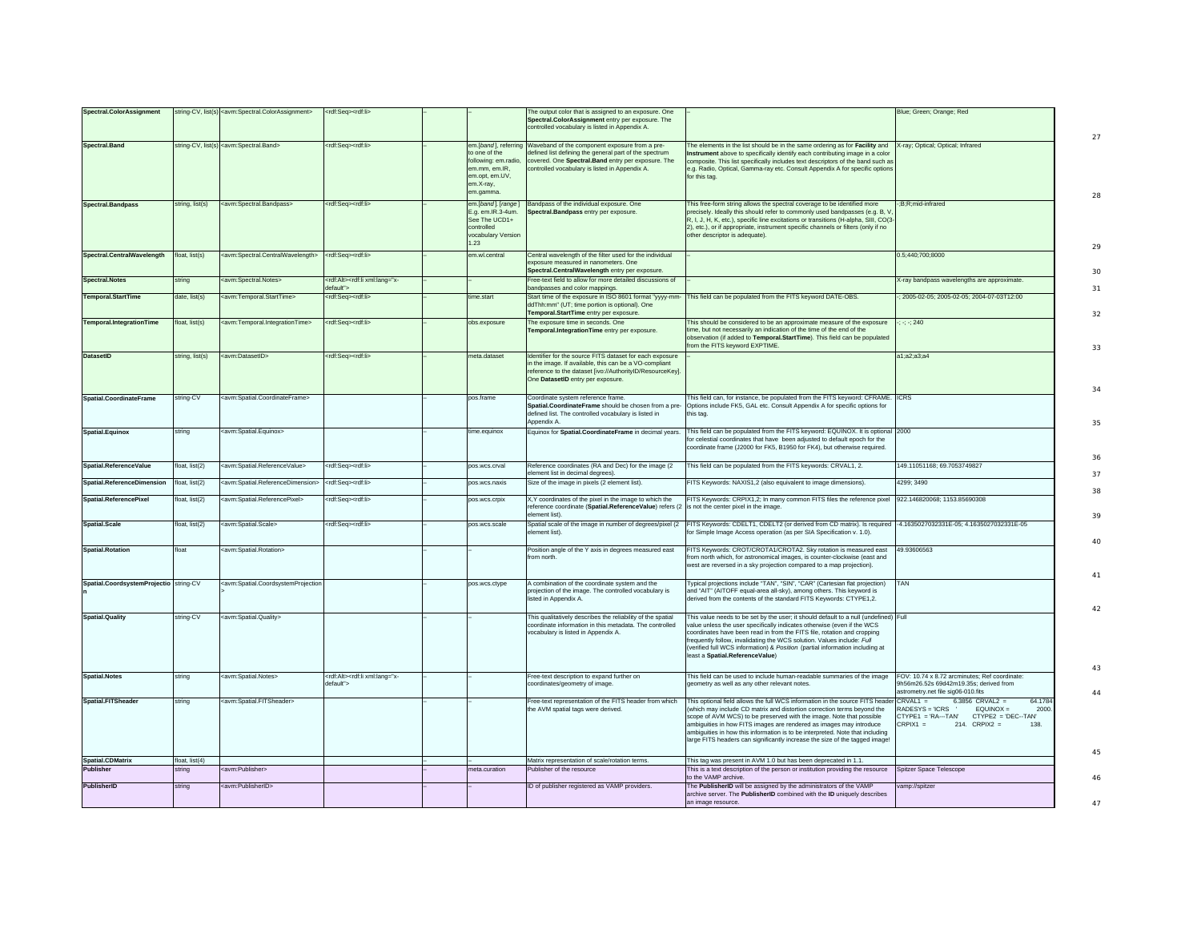| | | | | | | | | |
|---|---|---|---|---|---|---|---|---|
| **Spectral.ColorAssignment** | string-CV, list(s) | <avm:Spectral.ColorAssignment> | <rdf:Seq><rdf:li> | – | – | The output color that is assigned to an exposure. One **Spectral.ColorAssignment** entry per exposure. The controlled vocabulary is listed in Appendix A. | – | Blue; Green; Orange; Red |
| **Spectral.Band** | string-CV, list(s) | <avm:Spectral.Band> | <rdf:Seq><rdf:li> | – | em.[*band*], referring to one of the following: em.radio, em.mm, em.IR, em.opt, em.UV, em.X-ray, em.gamma. | Waveband of the component exposure from a pre-defined list defining the general part of the spectrum covered. One **Spectral.Band** entry per exposure. The controlled vocabulary is listed in Appendix A. | The elements in the list should be in the same ordering as for **Facility** and **Instrument** above to specifically identify each contributing image in a color composite. This list specifically includes text descriptors of the band such as e.g. Radio, Optical, Gamma-ray etc. Consult Appendix A for specific options for this tag. | X-ray; Optical; Optical; Infrared |
| **Spectral.Bandpass** | string, list(s) | <avm:Spectral.Bandpass> | <rdf:Seq><rdf:li> | – | em.[*band*]. [*range*] E.g. em.IR.3-4um. See The UCD1+ controlled vocabulary Version 1.23 | Bandpass of the individual exposure. One **Spectral.Bandpass** entry per exposure. | This free-form string allows the spectral coverage to be identified more precisely. Ideally this should refer to commonly used bandpasses (e.g. B, V, R, I, J, H, K, etc.), specific line excitations or transitions (H-alpha, SIII, CO(3-2), etc.), or if appropriate, instrument specific channels or filters (only if no other descriptor is adequate). | -;B;R;mid-infrared |
| **Spectral.CentralWavelength** | float, list(s) | <avm:Spectral.CentralWavelength> | <rdf:Seq><rdf:li> | – | em.wl.central | Central wavelength of the filter used for the individual exposure measured in nanometers. One **Spectral.CentralWavelength** entry per exposure. | – | 0.5;440;700;8000 |
| **Spectral.Notes** | string | <avm:Spectral.Notes> | <rdf:Alt><rdf:li xml:lang="x-default"> | – | – | Free-text field to allow for more detailed discussions of bandpasses and color mappings. | | X-ray bandpass wavelengths are approximate. |
| **Temporal.StartTime** | date, list(s) | <avm:Temporal.StartTime> | <rdf:Seq><rdf:li> | – | time.start | Start time of the exposure in ISO 8601 format "yyyy-mm-ddThh:mm" (UT; time portion is optional). One **Temporal.StartTime** entry per exposure. | This field can be populated from the FITS keyword DATE-OBS. | -; 2005-02-05; 2005-02-05; 2004-07-03T12:00 |
| **Temporal.IntegrationTime** | float, list(s) | <avm:Temporal.IntegrationTime> | <rdf:Seq><rdf:li> | – | obs.exposure | The exposure time in seconds. One **Temporal.IntegrationTime** entry per exposure. | This should be considered to be an approximate measure of the exposure time, but not necessarily an indication of the time of the end of the observation (if added to **Temporal.StartTime**). This field can be populated from the FITS keyword EXPTIME. | -; -; -; 240 |
| **DatasetID** | string, list(s) | <avm:DatasetID> | <rdf:Seq><rdf:li> | – | meta.dataset | Identifier for the source FITS dataset for each exposure in the image. If available, this can be a VO-compliant reference to the dataset [ivo://AuthorityID/ResourceKey]. One **DatasetID** entry per exposure. | – | a1;a2;a3;a4 |
| **Spatial.CoordinateFrame** | string-CV | <avm:Spatial.CoordinateFrame> | | – | pos.frame | Coordinate system reference frame. **Spatial.CoordinateFrame** should be chosen from a pre-defined list. The controlled vocabulary is listed in Appendix A. | This field can, for instance, be populated from the FITS keyword: CFRAME. Options include FK5, GAL etc. Consult Appendix A for specific options for this tag. | ICRS |
| **Spatial.Equinox** | string | <avm:Spatial.Equinox> | | – | time.equinox | Equinox for **Spatial.CoordinateFrame** in decimal years. | This field can be populated from the FITS keyword: EQUINOX. It is optional for celestial coordinates that have been adjusted to default epoch for the coordinate frame (J2000 for FK5, B1950 for FK4), but otherwise required. | 2000 |
| **Spatial.ReferenceValue** | float, list(2) | <avm:Spatial.ReferenceValue> | <rdf:Seq><rdf:li> | – | pos.wcs.crval | Reference coordinates (RA and Dec) for the image (2 element list in decimal degrees). | This field can be populated from the FITS keywords: CRVAL1, 2. | 149.11051168; 69.7053749827 |
| **Spatial.ReferenceDimension** | float, list(2) | <avm:Spatial.ReferenceDimension> | <rdf:Seq><rdf:li> | – | pos.wcs.naxis | Size of the image in pixels (2 element list). | FITS Keywords: NAXIS1,2 (also equivalent to image dimensions). | 4299; 3490 |
| **Spatial.ReferencePixel** | float, list(2) | <avm:Spatial.ReferencePixel> | <rdf:Seq><rdf:li> | – | pos.wcs.crpix | X,Y coordinates of the pixel in the image to which the reference coordinate (**Spatial.ReferenceValue**) refers (2 element list). | FITS Keywords: CRPIX1,2; In many common FITS files the reference pixel is not the center pixel in the image. | 922.146820068; 1153.85690308 |
| **Spatial.Scale** | float, list(2) | <avm:Spatial.Scale> | <rdf:Seq><rdf:li> | – | pos.wcs.scale | Spatial scale of the image in number of degrees/pixel (2 element list). | FITS Keywords: CDELT1, CDELT2 (or derived from CD matrix). Is required for Simple Image Access operation (as per SIA Specification v. 1.0). | -4.1635027032331E-05; 4.1635027032331E-05 |
| **Spatial.Rotation** | float | <avm:Spatial.Rotation> | | – | – | Position angle of the Y axis in degrees measured east from north. | FITS Keywords: CROT/CROTA1/CROTA2. Sky rotation is measured east from north which, for astronomical images, is counter-clockwise (east and west are reversed in a sky projection compared to a map projection). | 49.93606563 |
| **Spatial.CoordsystemProjection** | string-CV | <avm:Spatial.CoordsystemProjection> | | – | pos.wcs.ctype | A combination of the coordinate system and the projection of the image. The controlled vocabulary is listed in Appendix A. | Typical projections include "TAN", "SIN", "CAR" (Cartesian flat projection) and "AIT" (AITOFF equal-area all-sky), among others. This keyword is derived from the contents of the standard FITS Keywords: CTYPE1,2. | TAN |
| **Spatial.Quality** | string-CV | <avm:Spatial.Quality> | | – | – | This qualitatively describes the reliability of the spatial coordinate information in this metadata. The controlled vocabulary is listed in Appendix A. | This value needs to be set by the user; it should default to a null (undefined) value unless the user specifically indicates otherwise (even if the WCS coordinates have been read in from the FITS file, rotation and cropping frequently follow, invalidating the WCS solution. Values include: *Full* (verified full WCS information) & *Position* (partial information including at least a **Spatial.ReferenceValue**) | Full |
| **Spatial.Notes** | string | <avm:Spatial.Notes> | <rdf:Alt><rdf:li xml:lang="x-default"> | – | – | Free-text description to expand further on coordinates/geometry of image. | This field can be used to include human-readable summaries of the image geometry as well as any other relevant notes. | FOV: 10.74 x 8.72 arcminutes; Ref coordinate: 9h56m26.52s 69d42m19.35s; derived from astrometry.net file sig06-010.fits |
| **Spatial.FITSheader** | string | <avm:Spatial.FITSheader> | | – | – | Free-text representation of the FITS header from which the AVM spatial tags were derived. | This optional field allows the full WCS information in the source FITS header (which may include CD matrix and distortion correction terms beyond the scope of AVM WCS) to be preserved with the image. Note that possible ambiguities in how FITS images are rendered as images may introduce ambiguities in how this information is to be interpreted. Note that including large FITS headers can significantly increase the size of the tagged image! | CRVAL1 = 6.3856 CRVAL2 = 64.1784 RADESYS = 'ICRS ' EQUINOX = 2000. CTYPE1 = 'RA---TAN' CTYPE2 = 'DEC--TAN' CRPIX1 = 214. CRPIX2 = 138. |
| **Spatial.CDMatrix** | float, list(4) | | | – | – | Matrix representation of scale/rotation terms. | This tag was present in AVM 1.0 but has been deprecated in 1.1. | |
| **Publisher** | string | <avm:Publisher> | | – | meta.curation | Publisher of the resource | This is a text description of the person or institution providing the resource to the VAMP archive. | Spitzer Space Telescope |
| **PublisherID** | string | <avm:PublisherID> | | – | – | ID of publisher registered as VAMP providers. | The **PublisherID** will be assigned by the administrators of the VAMP archive server. The **PublisherID** combined with the **ID** uniquely describes an image resource. | vamp://spitzer |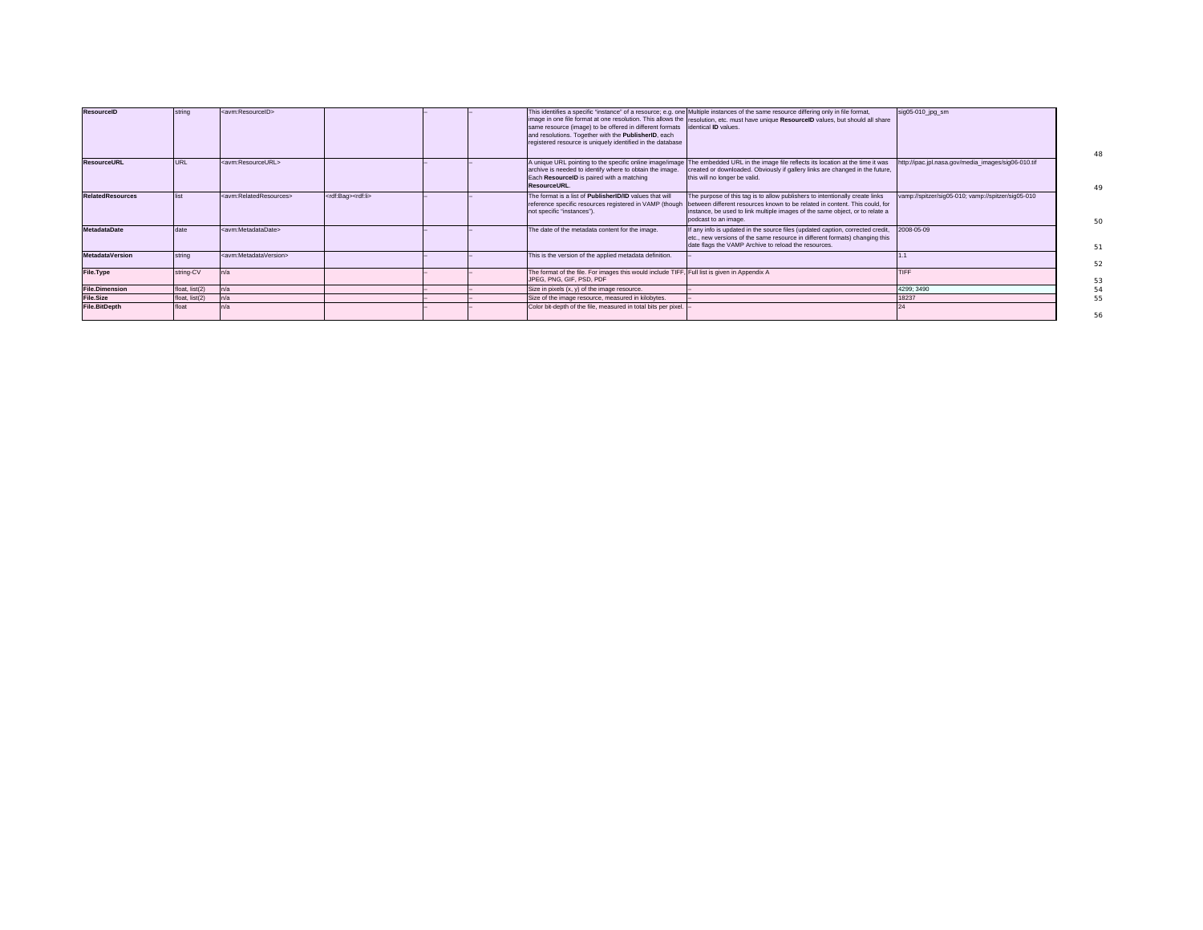| | | | | | | | | |
|---|---|---|---|---|---|---|---|---|
| **ResourceID** | string | <avm:ResourceID> | | – | – | This identifies a specific "instance" of a resource; e.g. one image in one file format at one resolution. This allows the same resource (image) to be offered in different formats and resolutions. Together with the **PublisherID**, each registered resource is uniquely identified in the database | Multiple instances of the same resource differing only in file format, resolution, etc. must have unique **ResourceID** values, but should all share identical **ID** values. | sig05-010_jpg_sm |
| **ResourceURL** | URL | <avm:ResourceURL> | | – | – | A unique URL pointing to the specific online image/image archive is needed to identify where to obtain the image. Each **ResourceID** is paired with a matching **ResourceURL**. | The embedded URL in the image file reflects its location at the time it was created or downloaded. Obviously if gallery links are changed in the future, this will no longer be valid. | http://ipac.jpl.nasa.gov/media_images/sig06-010.tif |
| **RelatedResources** | list | <avm:RelatedResources> | <rdf:Bag><rdf:li> | – | – | The format is a list of **PublisherID/ID** values that will reference specific resources registered in VAMP (though not specific "instances"). | The purpose of this tag is to allow publishers to intentionally create links between different resources known to be related in content. This could, for instance, be used to link multiple images of the same object, or to relate a podcast to an image. | vamp://spitzer/sig05-010; vamp://spitzer/sig05-010 |
| **MetadataDate** | date | <avm:MetadataDate> | | – | – | The date of the metadata content for the image. | If any info is updated in the source files (updated caption, corrected credit, etc., new versions of the same resource in different formats) changing this date flags the VAMP Archive to reload the resources. | 2008-05-09 |
| **MetadataVersion** | string | <avm:MetadataVersion> | | – | – | This is the version of the applied metadata definition. | – | 1.1 |
| **File.Type** | string-CV | n/a | | – | – | The format of the file. For images this would include TIFF, JPEG, PNG, GIF, PSD, PDF | Full list is given in Appendix A | TIFF |
| **File.Dimension** | float, list(2) | n/a | | – | – | Size in pixels (x, y) of the image resource. | – | 4299; 3490 |
| **File.Size** | float, list(2) | n/a | | – | – | Size of the image resource, measured in kilobytes. | – | 18237 |
| **File.BitDepth** | float | n/a | | – | – | Color bit-depth of the file, measured in total bits per pixel. | – | 24 |